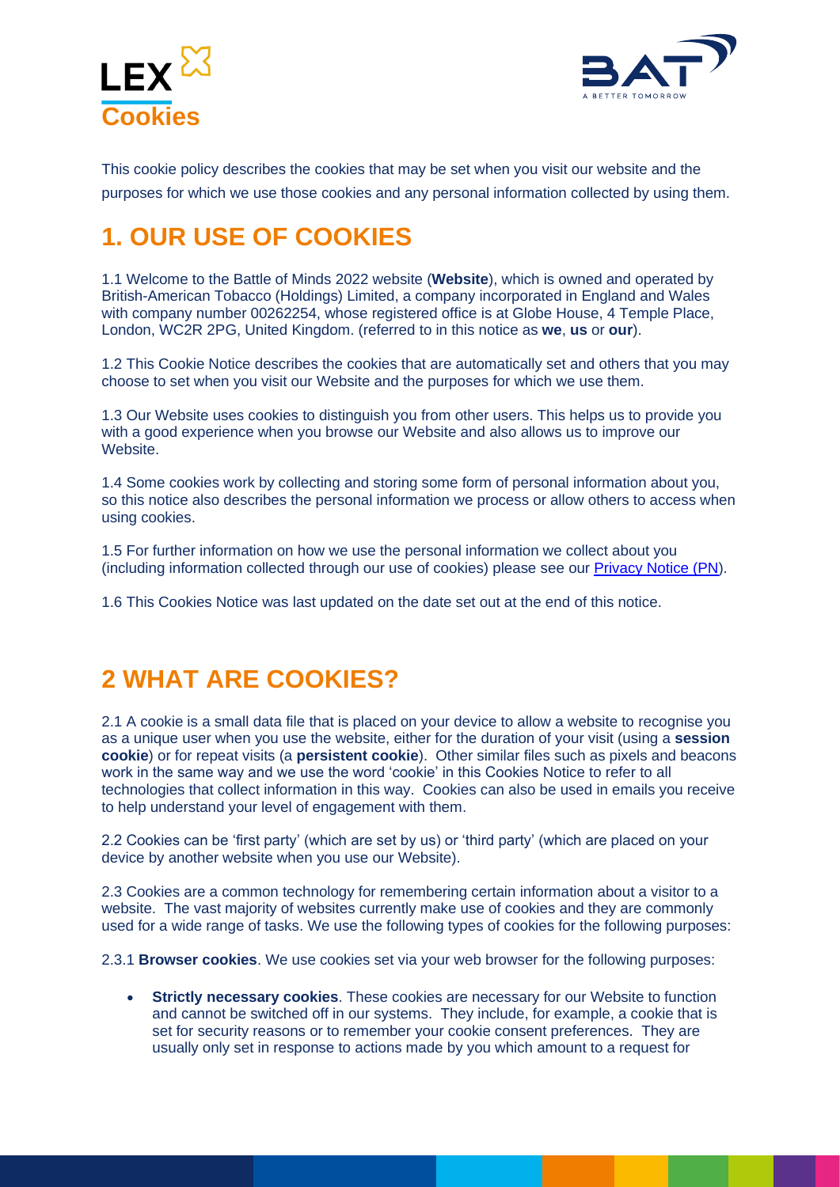# LEX Cookies

This cookie policy describes the cookies that may be set when you visit our website and the purposes for which we use those cookies and any personal information collected by using them.

## 1. OUR USE OF COOKIES

1.1 Welcome to the Battle of Minds 2022 website (**Website**), which is owned and operated by British-American Tobacco (Holdings) Limited, a company incorporated in England and Wales with company number 00262254, whose registered office is at Globe House, 4 Temple Place, London, WC2R 2PG, United Kingdom. (referred to in this notice as **we**, **us** or **our**).

1.2 This Cookie Notice describes the cookies that are automatically set and others that you may choose to set when you visit our Website and the purposes for which we use them.

1.3 Our Website uses cookies to distinguish you from other users. This helps us to provide you with a good experience when you browse our Website and also allows us to improve our Website.

1.4 Some cookies work by collecting and storing some form of personal information about you, so this notice also describes the personal information we process or allow others to access when using cookies.

1.5 For further information on how we use the personal information we collect about you (including information collected through our use of cookies) please see our [Privacy Notice (PN)]().

1.6 This Cookies Notice was last updated on the date set out at the end of this notice.

## 2 WHAT ARE COOKIES?

2.1 A cookie is a small data file that is placed on your device to allow a website to recognise you as a unique user when you use the website, either for the duration of your visit (using a **session cookie**) or for repeat visits (a **persistent cookie**). Other similar files such as pixels and beacons work in the same way and we use the word 'cookie' in this Cookies Notice to refer to all technologies that collect information in this way. Cookies can also be used in emails you receive to help understand your level of engagement with them.

2.2 Cookies can be 'first party' (which are set by us) or 'third party' (which are placed on your device by another website when you use our Website).

2.3 Cookies are a common technology for remembering certain information about a visitor to a website. The vast majority of websites currently make use of cookies and they are commonly used for a wide range of tasks. We use the following types of cookies for the following purposes:

2.3.1 **Browser cookies**. We use cookies set via your web browser for the following purposes:

- **Strictly necessary cookies**. These cookies are necessary for our Website to function and cannot be switched off in our systems. They include, for example, a cookie that is set for security reasons or to remember your cookie consent preferences. They are usually only set in response to actions made by you which amount to a request for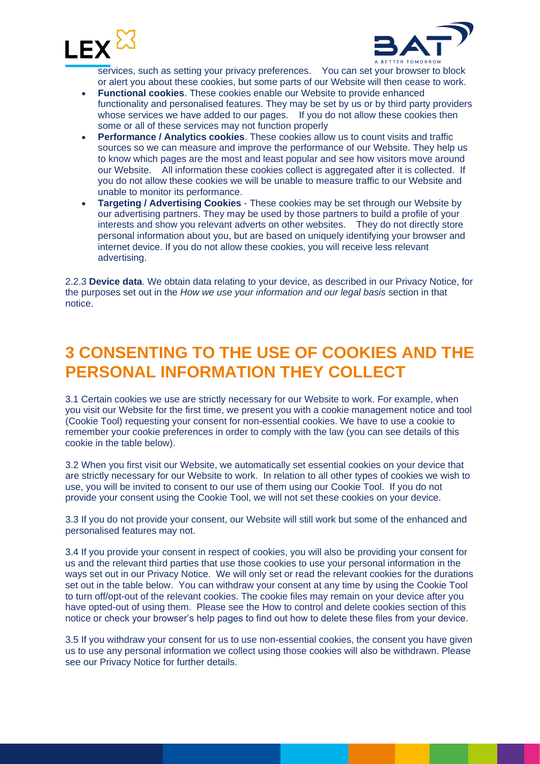services, such as setting your privacy preferences. You can set your browser to block or alert you about these cookies, but some parts of our Website will then cease to work.

- **Functional cookies**. These cookies enable our Website to provide enhanced functionality and personalised features. They may be set by us or by third party providers whose services we have added to our pages. If you do not allow these cookies then some or all of these services may not function properly
- **Performance / Analytics cookies**. These cookies allow us to count visits and traffic sources so we can measure and improve the performance of our Website. They help us to know which pages are the most and least popular and see how visitors move around our Website. All information these cookies collect is aggregated after it is collected. If you do not allow these cookies we will be unable to measure traffic to our Website and unable to monitor its performance.
- **Targeting / Advertising Cookies** - These cookies may be set through our Website by our advertising partners. They may be used by those partners to build a profile of your interests and show you relevant adverts on other websites. They do not directly store personal information about you, but are based on uniquely identifying your browser and internet device. If you do not allow these cookies, you will receive less relevant advertising.

2.2.3 **Device data**. We obtain data relating to your device, as described in our Privacy Notice, for the purposes set out in the *How we use your information and our legal basis* section in that notice.

# 3 CONSENTING TO THE USE OF COOKIES AND THE PERSONAL INFORMATION THEY COLLECT

3.1 Certain cookies we use are strictly necessary for our Website to work. For example, when you visit our Website for the first time, we present you with a cookie management notice and tool (Cookie Tool) requesting your consent for non-essential cookies. We have to use a cookie to remember your cookie preferences in order to comply with the law (you can see details of this cookie in the table below).

3.2 When you first visit our Website, we automatically set essential cookies on your device that are strictly necessary for our Website to work. In relation to all other types of cookies we wish to use, you will be invited to consent to our use of them using our Cookie Tool. If you do not provide your consent using the Cookie Tool, we will not set these cookies on your device.

3.3 If you do not provide your consent, our Website will still work but some of the enhanced and personalised features may not.

3.4 If you provide your consent in respect of cookies, you will also be providing your consent for us and the relevant third parties that use those cookies to use your personal information in the ways set out in our Privacy Notice. We will only set or read the relevant cookies for the durations set out in the table below. You can withdraw your consent at any time by using the Cookie Tool to turn off/opt-out of the relevant cookies. The cookie files may remain on your device after you have opted-out of using them. Please see the How to control and delete cookies section of this notice or check your browser's help pages to find out how to delete these files from your device.

3.5 If you withdraw your consent for us to use non-essential cookies, the consent you have given us to use any personal information we collect using those cookies will also be withdrawn. Please see our Privacy Notice for further details.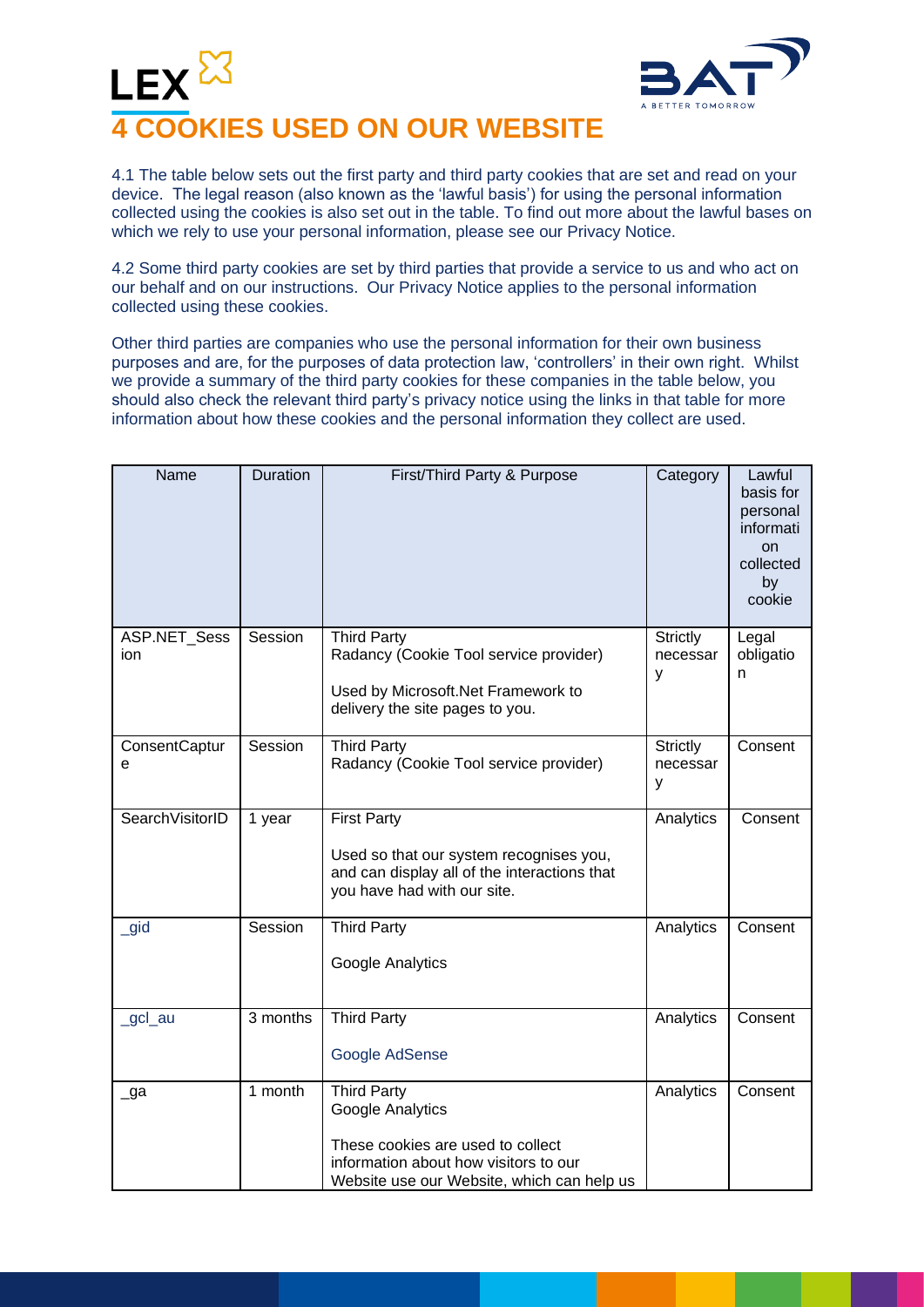# 4 COOKIES USED ON OUR WEBSITE

4.1 The table below sets out the first party and third party cookies that are set and read on your device. The legal reason (also known as the 'lawful basis') for using the personal information collected using the cookies is also set out in the table. To find out more about the lawful bases on which we rely to use your personal information, please see our Privacy Notice.

4.2 Some third party cookies are set by third parties that provide a service to us and who act on our behalf and on our instructions. Our Privacy Notice applies to the personal information collected using these cookies.

Other third parties are companies who use the personal information for their own business purposes and are, for the purposes of data protection law, 'controllers' in their own right. Whilst we provide a summary of the third party cookies for these companies in the table below, you should also check the relevant third party's privacy notice using the links in that table for more information about how these cookies and the personal information they collect are used.

| Name | Duration | First/Third Party & Purpose | Category | Lawful basis for personal information collected by cookie |
|---|---|---|---|---|
| ASP.NET_Session | Session | Third Party<br>Radancy (Cookie Tool service provider)<br><br>Used by Microsoft.Net Framework to delivery the site pages to you. | Strictly necessary | Legal obligation |
| ConsentCapture | Session | Third Party<br>Radancy (Cookie Tool service provider) | Strictly necessary | Consent |
| SearchVisitorID | 1 year | First Party<br><br>Used so that our system recognises you, and can display all of the interactions that you have had with our site. | Analytics | Consent |
| _gid | Session | Third Party<br><br>Google Analytics | Analytics | Consent |
| _gcl_au | 3 months | Third Party<br><br>Google AdSense | Analytics | Consent |
| _ga | 1 month | Third Party<br>Google Analytics<br><br>These cookies are used to collect information about how visitors to our Website use our Website, which can help us | Analytics | Consent |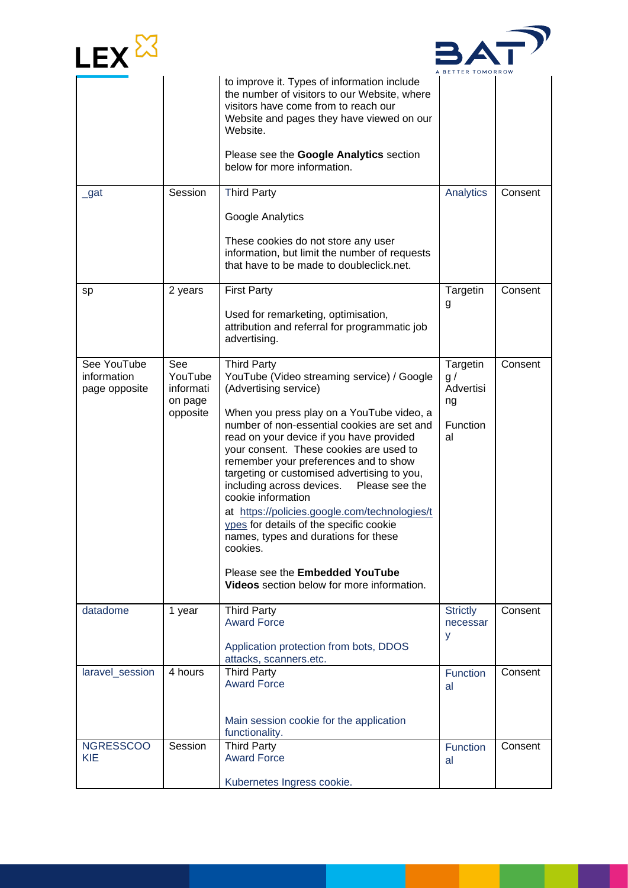|  |  | to improve it. Types of information include the number of visitors to our Website, where visitors have come from to reach our Website and pages they have viewed on our Website.<br><br>Please see the **Google Analytics** section below for more information. |  |  |
|---|---|---|---|---|
| _gat | Session | Third Party<br><br>Google Analytics<br><br>These cookies do not store any user information, but limit the number of requests that have to be made to doubleclick.net. | Analytics | Consent |
| sp | 2 years | First Party<br><br>Used for remarketing, optimisation, attribution and referral for programmatic job advertising. | Targeting | Consent |
| See YouTube information page opposite | See YouTube information page opposite | Third Party<br>YouTube (Video streaming service) / Google (Advertising service)<br><br>When you press play on a YouTube video, a number of non-essential cookies are set and read on your device if you have provided your consent. These cookies are used to remember your preferences and to show targeting or customised advertising to you, including across devices. Please see the cookie information at https://policies.google.com/technologies/types for details of the specific cookie names, types and durations for these cookies.<br><br>Please see the **Embedded YouTube Videos** section below for more information. | Targeting / Advertising<br><br>Functional | Consent |
| datadome | 1 year | Third Party<br>Award Force<br><br>Application protection from bots, DDOS attacks, scanners.etc. | Strictly necessary | Consent |
| laravel_session | 4 hours | Third Party<br>Award Force<br><br>Main session cookie for the application functionality. | Functional | Consent |
| NGRESSCOOKIE | Session | Third Party<br>Award Force<br><br>Kubernetes Ingress cookie. | Functional | Consent |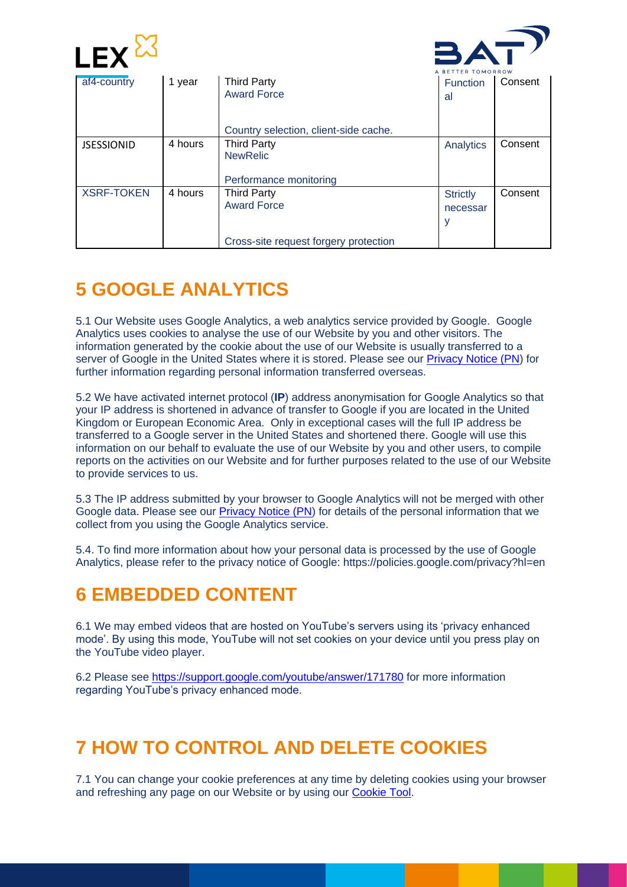| af4-country | 1 year | Third Party<br>Award Force<br><br>Country selection, client-side cache. | Functional | Consent |
|---|---|---|---|---|
| JSESSIONID | 4 hours | Third Party<br>NewRelic<br><br>Performance monitoring | Analytics | Consent |
| XSRF-TOKEN | 4 hours | Third Party<br>Award Force<br><br>Cross-site request forgery protection | Strictly necessary | Consent |

# 5 GOOGLE ANALYTICS

5.1 Our Website uses Google Analytics, a web analytics service provided by Google. Google Analytics uses cookies to analyse the use of our Website by you and other visitors. The information generated by the cookie about the use of our Website is usually transferred to a server of Google in the United States where it is stored. Please see our Privacy Notice (PN) for further information regarding personal information transferred overseas.

5.2 We have activated internet protocol (**IP**) address anonymisation for Google Analytics so that your IP address is shortened in advance of transfer to Google if you are located in the United Kingdom or European Economic Area. Only in exceptional cases will the full IP address be transferred to a Google server in the United States and shortened there. Google will use this information on our behalf to evaluate the use of our Website by you and other users, to compile reports on the activities on our Website and for further purposes related to the use of our Website to provide services to us.

5.3 The IP address submitted by your browser to Google Analytics will not be merged with other Google data. Please see our Privacy Notice (PN) for details of the personal information that we collect from you using the Google Analytics service.

5.4. To find more information about how your personal data is processed by the use of Google Analytics, please refer to the privacy notice of Google: https://policies.google.com/privacy?hl=en

# 6 EMBEDDED CONTENT

6.1 We may embed videos that are hosted on YouTube's servers using its 'privacy enhanced mode'. By using this mode, YouTube will not set cookies on your device until you press play on the YouTube video player.

6.2 Please see https://support.google.com/youtube/answer/171780 for more information regarding YouTube's privacy enhanced mode.

# 7 HOW TO CONTROL AND DELETE COOKIES

7.1 You can change your cookie preferences at any time by deleting cookies using your browser and refreshing any page on our Website or by using our Cookie Tool.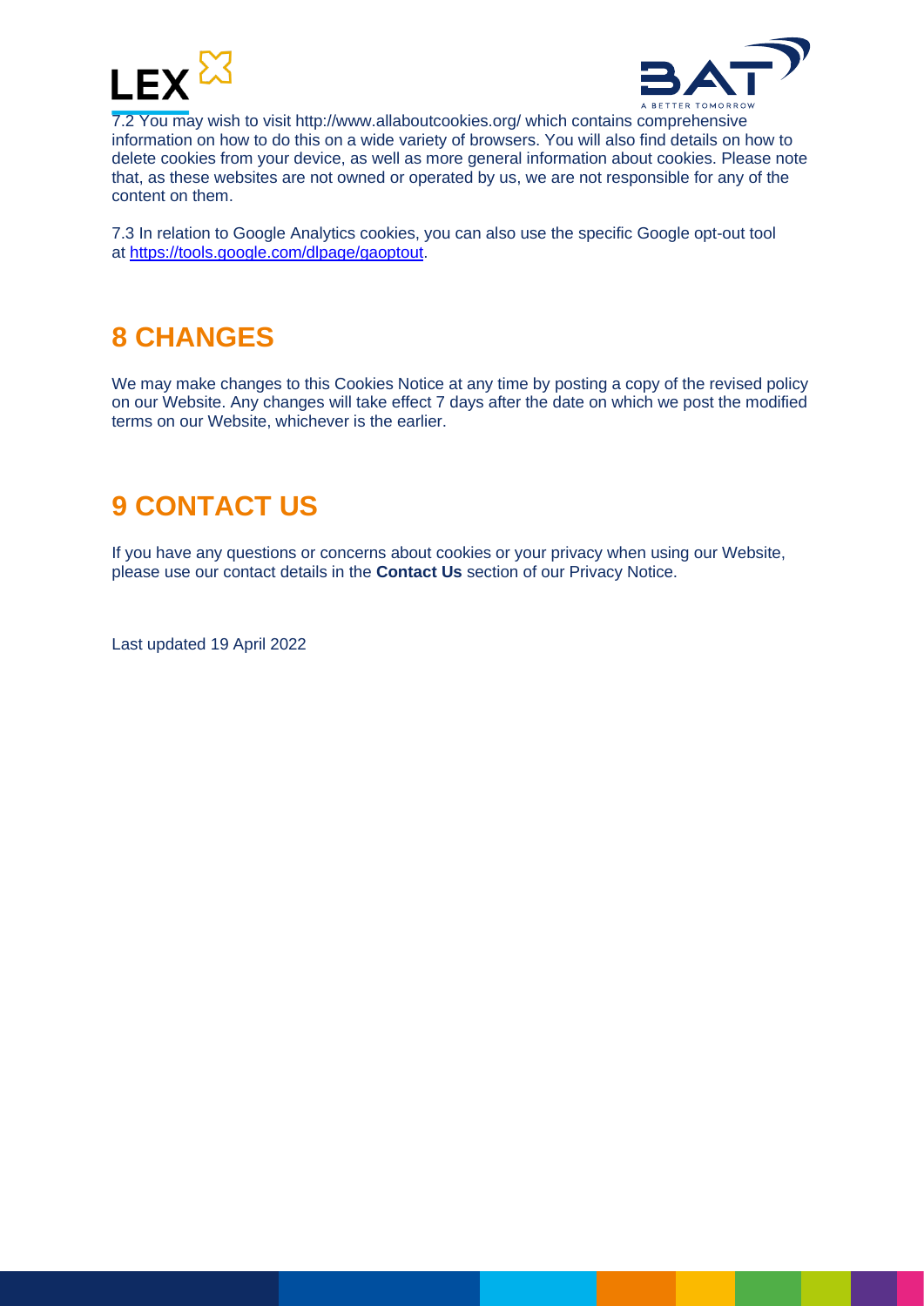7.2 You may wish to visit http://www.allaboutcookies.org/ which contains comprehensive information on how to do this on a wide variety of browsers. You will also find details on how to delete cookies from your device, as well as more general information about cookies. Please note that, as these websites are not owned or operated by us, we are not responsible for any of the content on them.

7.3 In relation to Google Analytics cookies, you can also use the specific Google opt-out tool at [https://tools.google.com/dlpage/gaoptout](https://tools.google.com/dlpage/gaoptout).

## 8 CHANGES

We may make changes to this Cookies Notice at any time by posting a copy of the revised policy on our Website. Any changes will take effect 7 days after the date on which we post the modified terms on our Website, whichever is the earlier.

## 9 CONTACT US

If you have any questions or concerns about cookies or your privacy when using our Website, please use our contact details in the **Contact Us** section of our Privacy Notice.

Last updated 19 April 2022